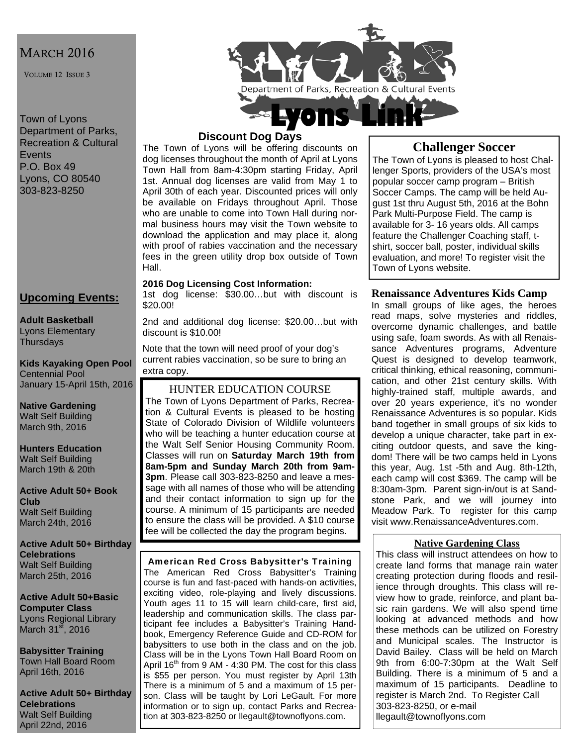# Lyons Link

Department of Parks, Recreation & Cultural Events

MARCH 2016

VOLUME 12 ISSUE 3

Town of Lyons
Department of Parks, Recreation & Cultural Events
P.O. Box 49
Lyons, CO 80540
303-823-8250

## Upcoming Events:

**Adult Basketball**
Lyons Elementary
Thursdays

**Kids Kayaking Open Pool**
Centennial Pool
January 15-April 15th, 2016

**Native Gardening**
Walt Self Building
March 9th, 2016

**Hunters Education**
Walt Self Building
March 19th & 20th

**Active Adult 50+ Book Club**
Walt Self Building
March 24th, 2016

**Active Adult 50+ Birthday Celebrations**
Walt Self Building
March 25th, 2016

**Active Adult 50+Basic Computer Class**
Lyons Regional Library
March 31st, 2016

**Babysitter Training**
Town Hall Board Room
April 16th, 2016

**Active Adult 50+ Birthday Celebrations**
Walt Self Building
April 22nd, 2016

## Discount Dog Days

The Town of Lyons will be offering discounts on dog licenses throughout the month of April at Lyons Town Hall from 8am-4:30pm starting Friday, April 1st. Annual dog licenses are valid from May 1 to April 30th of each year. Discounted prices will only be available on Fridays throughout April. Those who are unable to come into Town Hall during normal business hours may visit the Town website to download the application and may place it, along with proof of rabies vaccination and the necessary fees in the green utility drop box outside of Town Hall.

**2016 Dog Licensing Cost Information:**

1st dog license: $30.00…but with discount is $20.00!

2nd and additional dog license: $20.00…but with discount is $10.00!

Note that the town will need proof of your dog's current rabies vaccination, so be sure to bring an extra copy.

## HUNTER EDUCATION COURSE

The Town of Lyons Department of Parks, Recreation & Cultural Events is pleased to be hosting State of Colorado Division of Wildlife volunteers who will be teaching a hunter education course at the Walt Self Senior Housing Community Room. Classes will run on **Saturday March 19th from 8am-5pm and Sunday March 20th from 9am-3pm**. Please call 303-823-8250 and leave a message with all names of those who will be attending and their contact information to sign up for the course. A minimum of 15 participants are needed to ensure the class will be provided. A $10 course fee will be collected the day the program begins.

## American Red Cross Babysitter's Training

The American Red Cross Babysitter's Training course is fun and fast-paced with hands-on activities, exciting video, role-playing and lively discussions. Youth ages 11 to 15 will learn child-care, first aid, leadership and communication skills. The class participant fee includes a Babysitter's Training Handbook, Emergency Reference Guide and CD-ROM for babysitters to use both in the class and on the job. Class will be in the Lyons Town Hall Board Room on April 16th from 9 AM - 4:30 PM. The cost for this class is $55 per person. You must register by April 13th There is a minimum of 5 and a maximum of 15 person. Class will be taught by Lori LeGault. For more information or to sign up, contact Parks and Recreation at 303-823-8250 or llegault@townoflyons.com.

## Challenger Soccer

The Town of Lyons is pleased to host Challenger Sports, providers of the USA's most popular soccer camp program – British Soccer Camps. The camp will be held August 1st thru August 5th, 2016 at the Bohn Park Multi-Purpose Field. The camp is available for 3- 16 years olds. All camps feature the Challenger Coaching staff, t-shirt, soccer ball, poster, individual skills evaluation, and more! To register visit the Town of Lyons website.

## Renaissance Adventures Kids Camp

In small groups of like ages, the heroes read maps, solve mysteries and riddles, overcome dynamic challenges, and battle using safe, foam swords. As with all Renaissance Adventures programs, Adventure Quest is designed to develop teamwork, critical thinking, ethical reasoning, communication, and other 21st century skills. With highly-trained staff, multiple awards, and over 20 years experience, it's no wonder Renaissance Adventures is so popular. Kids band together in small groups of six kids to develop a unique character, take part in exciting outdoor quests, and save the kingdom! There will be two camps held in Lyons this year, Aug. 1st -5th and Aug. 8th-12th, each camp will cost $369. The camp will be 8:30am-3pm. Parent sign-in/out is at Sandstone Park, and we will journey into Meadow Park. To register for this camp visit www.RenaissanceAdventures.com.

## Native Gardening Class

This class will instruct attendees on how to create land forms that manage rain water creating protection during floods and resilience through droughts. This class will review how to grade, reinforce, and plant basic rain gardens. We will also spend time looking at advanced methods and how these methods can be utilized on Forestry and Municipal scales. The Instructor is David Bailey. Class will be held on March 9th from 6:00-7:30pm at the Walt Self Building. There is a minimum of 5 and a maximum of 15 participants. Deadline to register is March 2nd. To Register Call 303-823-8250, or e-mail llegault@townoflyons.com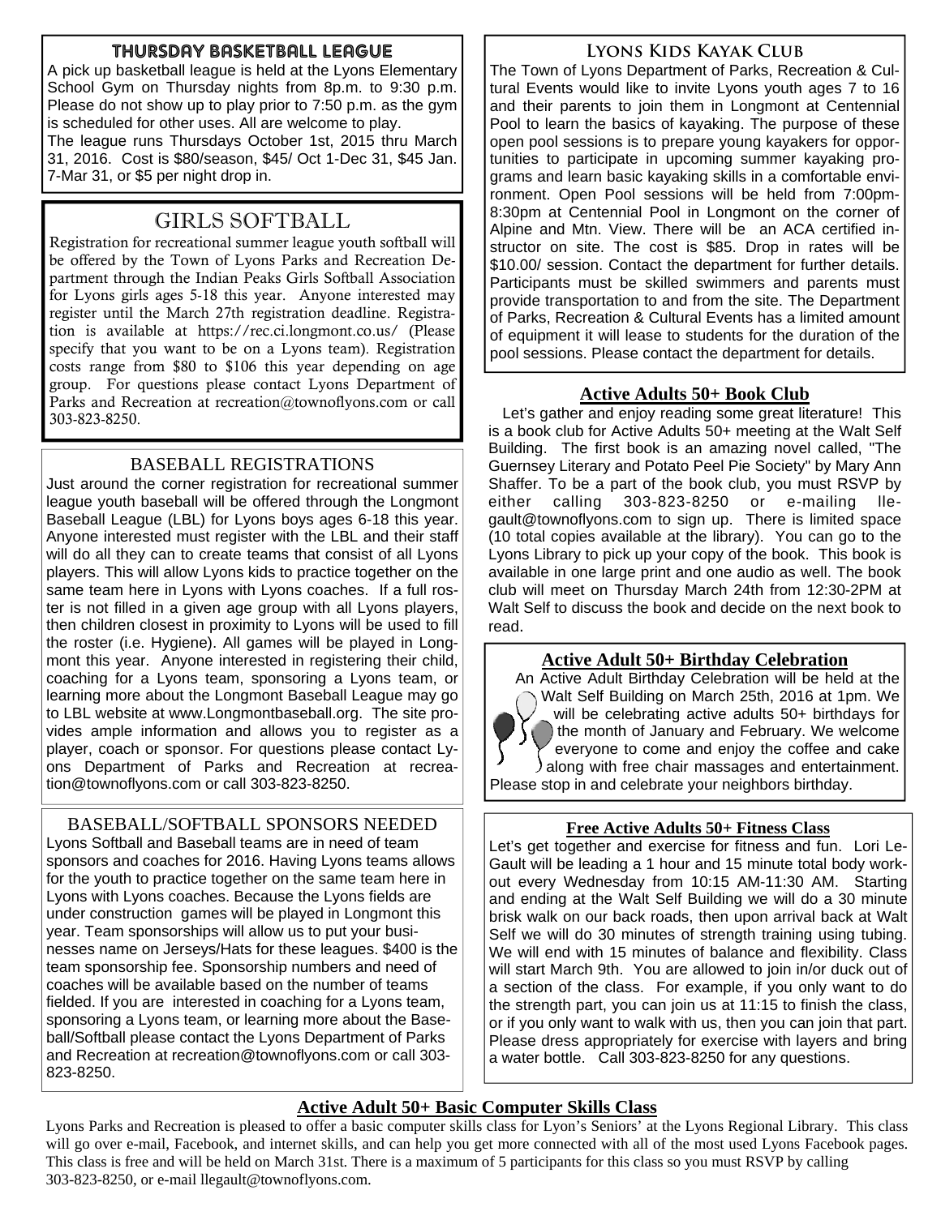## THURSDAY BASKETBALL LEAGUE

A pick up basketball league is held at the Lyons Elementary School Gym on Thursday nights from 8p.m. to 9:30 p.m. Please do not show up to play prior to 7:50 p.m. as the gym is scheduled for other uses. All are welcome to play.

The league runs Thursdays October 1st, 2015 thru March 31, 2016. Cost is $80/season, $45/ Oct 1-Dec 31, $45 Jan. 7-Mar 31, or $5 per night drop in.

## GIRLS SOFTBALL

Registration for recreational summer league youth softball will be offered by the Town of Lyons Parks and Recreation Department through the Indian Peaks Girls Softball Association for Lyons girls ages 5-18 this year. Anyone interested may register until the March 27th registration deadline. Registration is available at https://rec.ci.longmont.co.us/ (Please specify that you want to be on a Lyons team). Registration costs range from $80 to $106 this year depending on age group. For questions please contact Lyons Department of Parks and Recreation at recreation@townoflyons.com or call 303-823-8250.

## BASEBALL REGISTRATIONS

Just around the corner registration for recreational summer league youth baseball will be offered through the Longmont Baseball League (LBL) for Lyons boys ages 6-18 this year. Anyone interested must register with the LBL and their staff will do all they can to create teams that consist of all Lyons players. This will allow Lyons kids to practice together on the same team here in Lyons with Lyons coaches. If a full roster is not filled in a given age group with all Lyons players, then children closest in proximity to Lyons will be used to fill the roster (i.e. Hygiene). All games will be played in Longmont this year. Anyone interested in registering their child, coaching for a Lyons team, sponsoring a Lyons team, or learning more about the Longmont Baseball League may go to LBL website at www.Longmontbaseball.org. The site provides ample information and allows you to register as a player, coach or sponsor. For questions please contact Lyons Department of Parks and Recreation at recreation@townoflyons.com or call 303-823-8250.

## BASEBALL/SOFTBALL SPONSORS NEEDED

Lyons Softball and Baseball teams are in need of team sponsors and coaches for 2016. Having Lyons teams allows for the youth to practice together on the same team here in Lyons with Lyons coaches. Because the Lyons fields are under construction games will be played in Longmont this year. Team sponsorships will allow us to put your businesses name on Jerseys/Hats for these leagues. $400 is the team sponsorship fee. Sponsorship numbers and need of coaches will be available based on the number of teams fielded. If you are interested in coaching for a Lyons team, sponsoring a Lyons team, or learning more about the Baseball/Softball please contact the Lyons Department of Parks and Recreation at recreation@townoflyons.com or call 303-823-8250.

## LYONS KIDS KAYAK CLUB

The Town of Lyons Department of Parks, Recreation & Cultural Events would like to invite Lyons youth ages 7 to 16 and their parents to join them in Longmont at Centennial Pool to learn the basics of kayaking. The purpose of these open pool sessions is to prepare young kayakers for opportunities to participate in upcoming summer kayaking programs and learn basic kayaking skills in a comfortable environment. Open Pool sessions will be held from 7:00pm-8:30pm at Centennial Pool in Longmont on the corner of Alpine and Mtn. View. There will be an ACA certified instructor on site. The cost is $85. Drop in rates will be $10.00/ session. Contact the department for further details. Participants must be skilled swimmers and parents must provide transportation to and from the site. The Department of Parks, Recreation & Cultural Events has a limited amount of equipment it will lease to students for the duration of the pool sessions. Please contact the department for details.

## Active Adults 50+ Book Club

Let's gather and enjoy reading some great literature! This is a book club for Active Adults 50+ meeting at the Walt Self Building. The first book is an amazing novel called, "The Guernsey Literary and Potato Peel Pie Society" by Mary Ann Shaffer. To be a part of the book club, you must RSVP by either calling 303-823-8250 or e-mailing llegault@townoflyons.com to sign up. There is limited space (10 total copies available at the library). You can go to the Lyons Library to pick up your copy of the book. This book is available in one large print and one audio as well. The book club will meet on Thursday March 24th from 12:30-2PM at Walt Self to discuss the book and decide on the next book to read.

## Active Adult 50+ Birthday Celebration

An Active Adult Birthday Celebration will be held at the Walt Self Building on March 25th, 2016 at 1pm. We will be celebrating active adults 50+ birthdays for the month of January and February. We welcome everyone to come and enjoy the coffee and cake along with free chair massages and entertainment. Please stop in and celebrate your neighbors birthday.

## Free Active Adults 50+ Fitness Class

Let's get together and exercise for fitness and fun. Lori LeGault will be leading a 1 hour and 15 minute total body workout every Wednesday from 10:15 AM-11:30 AM. Starting and ending at the Walt Self Building we will do a 30 minute brisk walk on our back roads, then upon arrival back at Walt Self we will do 30 minutes of strength training using tubing. We will end with 15 minutes of balance and flexibility. Class will start March 9th. You are allowed to join in/or duck out of a section of the class. For example, if you only want to do the strength part, you can join us at 11:15 to finish the class, or if you only want to walk with us, then you can join that part. Please dress appropriately for exercise with layers and bring a water bottle. Call 303-823-8250 for any questions.

## Active Adult 50+ Basic Computer Skills Class

Lyons Parks and Recreation is pleased to offer a basic computer skills class for Lyon's Seniors' at the Lyons Regional Library. This class will go over e-mail, Facebook, and internet skills, and can help you get more connected with all of the most used Lyons Facebook pages. This class is free and will be held on March 31st. There is a maximum of 5 participants for this class so you must RSVP by calling 303-823-8250, or e-mail llegault@townoflyons.com.